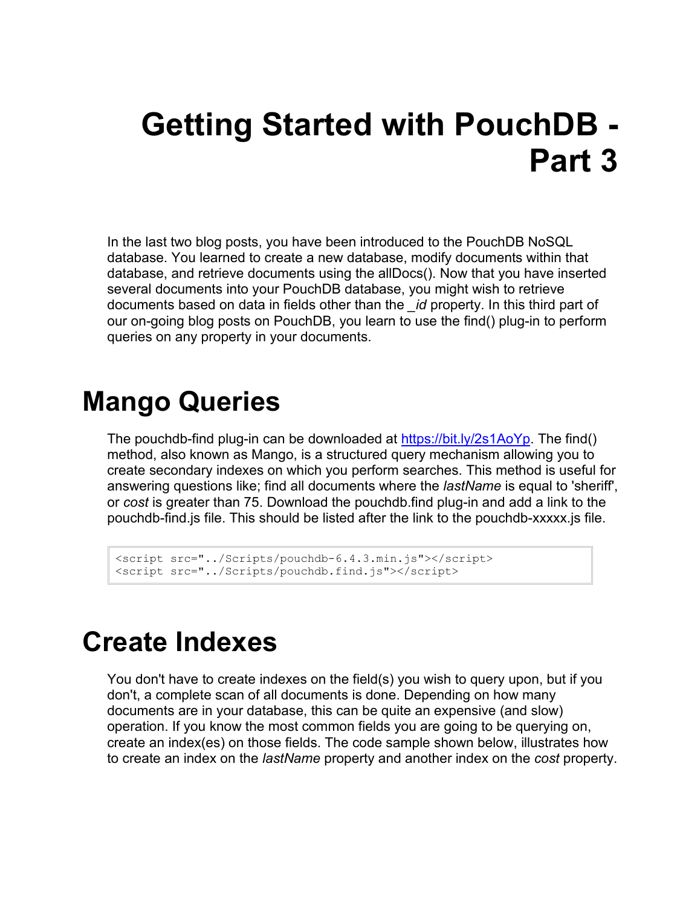# Getting Started with PouchDB - Part 3

In the last two blog posts, you have been introduced to the PouchDB NoSQL database. You learned to create a new database, modify documents within that database, and retrieve documents using the allDocs(). Now that you have inserted several documents into your PouchDB database, you might wish to retrieve documents based on data in fields other than the *_id* property. In this third part of our on-going blog posts on PouchDB, you learn to use the find() plug-in to perform queries on any property in your documents.

## Mango Queries

The pouchdb-find plug-in can be downloaded at [https://bit.ly/2s1AoYp](https://bit.ly/2s1AoYp). The find() method, also known as Mango, is a structured query mechanism allowing you to create secondary indexes on which you perform searches. This method is useful for answering questions like; find all documents where the *lastName* is equal to 'sheriff', or *cost* is greater than 75. Download the pouchdb.find plug-in and add a link to the pouchdb-find.js file. This should be listed after the link to the pouchdb-xxxxx.js file.

```
<script src="../Scripts/pouchdb-6.4.3.min.js"></script>
<script src="../Scripts/pouchdb.find.js"></script>
```

## Create Indexes

You don't have to create indexes on the field(s) you wish to query upon, but if you don't, a complete scan of all documents is done. Depending on how many documents are in your database, this can be quite an expensive (and slow) operation. If you know the most common fields you are going to be querying on, create an index(es) on those fields. The code sample shown below, illustrates how to create an index on the *lastName* property and another index on the *cost* property.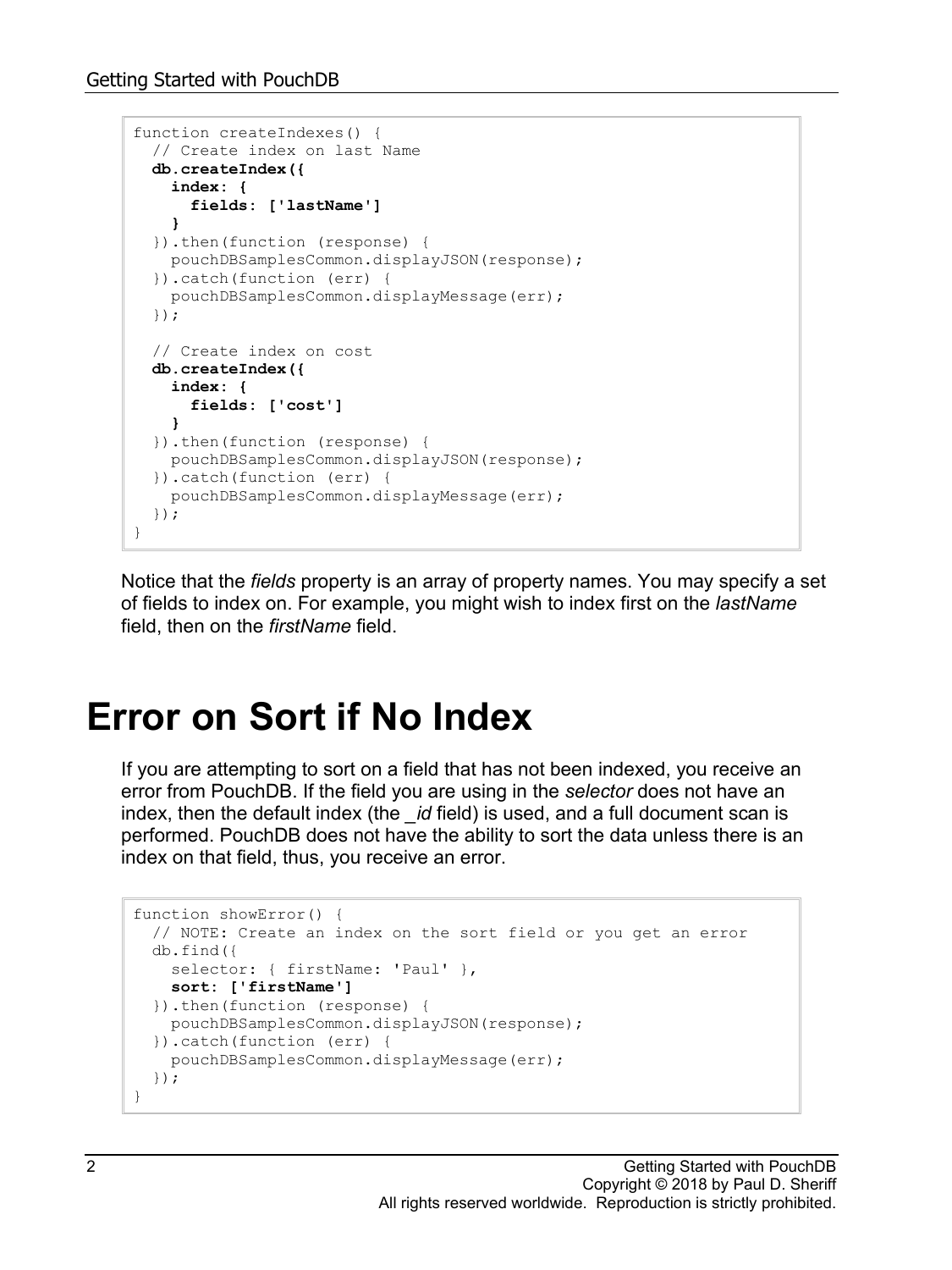```
function createIndexes() {
  // Create index on last Name
  db.createIndex({
    index: {
      fields: ['lastName']
    }
  }).then(function (response) {
    pouchDBSamplesCommon.displayJSON(response);
  }).catch(function (err) {
    pouchDBSamplesCommon.displayMessage(err);
  });

  // Create index on cost
  db.createIndex({
    index: {
      fields: ['cost']
    }
  }).then(function (response) {
    pouchDBSamplesCommon.displayJSON(response);
  }).catch(function (err) {
    pouchDBSamplesCommon.displayMessage(err);
  });
}
```

Notice that the *fields* property is an array of property names. You may specify a set of fields to index on. For example, you might wish to index first on the *lastName* field, then on the *firstName* field.

# Error on Sort if No Index

If you are attempting to sort on a field that has not been indexed, you receive an error from PouchDB. If the field you are using in the *selector* does not have an index, then the default index (the *_id* field) is used, and a full document scan is performed. PouchDB does not have the ability to sort the data unless there is an index on that field, thus, you receive an error.

```
function showError() {
  // NOTE: Create an index on the sort field or you get an error
  db.find({
    selector: { firstName: 'Paul' },
    sort: ['firstName']
  }).then(function (response) {
    pouchDBSamplesCommon.displayJSON(response);
  }).catch(function (err) {
    pouchDBSamplesCommon.displayMessage(err);
  });
}
```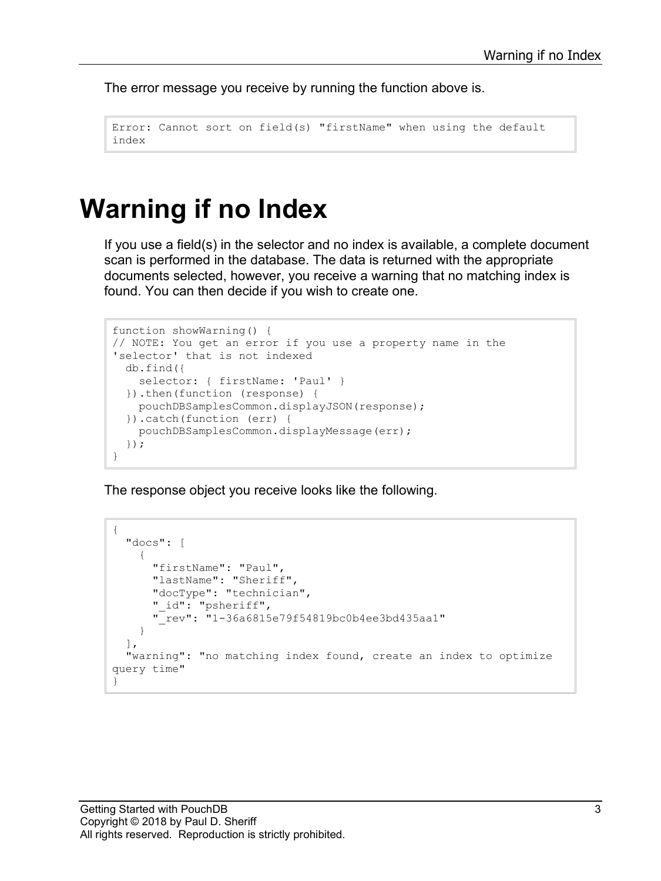The error message you receive by running the function above is.

```
Error: Cannot sort on field(s) "firstName" when using the default
index
```

# Warning if no Index

If you use a field(s) in the selector and no index is available, a complete document scan is performed in the database. The data is returned with the appropriate documents selected, however, you receive a warning that no matching index is found. You can then decide if you wish to create one.

```
function showWarning() {
// NOTE: You get an error if you use a property name in the
'selector' that is not indexed
  db.find({
    selector: { firstName: 'Paul' }
  }).then(function (response) {
    pouchDBSamplesCommon.displayJSON(response);
  }).catch(function (err) {
    pouchDBSamplesCommon.displayMessage(err);
  });
}
```

The response object you receive looks like the following.

```
{
  "docs": [
    {
      "firstName": "Paul",
      "lastName": "Sheriff",
      "docType": "technician",
      "_id": "psheriff",
      "_rev": "1-36a6815e79f54819bc0b4ee3bd435aa1"
    }
  ],
  "warning": "no matching index found, create an index to optimize
query time"
}
```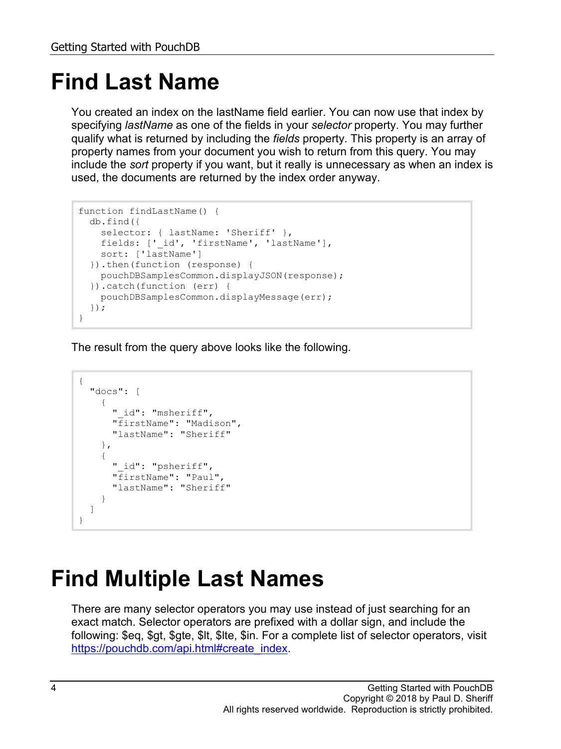# Find Last Name

You created an index on the lastName field earlier. You can now use that index by specifying *lastName* as one of the fields in your *selector* property. You may further qualify what is returned by including the *fields* property. This property is an array of property names from your document you wish to return from this query. You may include the *sort* property if you want, but it really is unnecessary as when an index is used, the documents are returned by the index order anyway.

```
function findLastName() {
  db.find({
    selector: { lastName: 'Sheriff' },
    fields: ['_id', 'firstName', 'lastName'],
    sort: ['lastName']
  }).then(function (response) {
    pouchDBSamplesCommon.displayJSON(response);
  }).catch(function (err) {
    pouchDBSamplesCommon.displayMessage(err);
  });
}
```

The result from the query above looks like the following.

```
{
  "docs": [
    {
      "_id": "msheriff",
      "firstName": "Madison",
      "lastName": "Sheriff"
    },
    {
      "_id": "psheriff",
      "firstName": "Paul",
      "lastName": "Sheriff"
    }
  ]
}
```

# Find Multiple Last Names

There are many selector operators you may use instead of just searching for an exact match. Selector operators are prefixed with a dollar sign, and include the following: $eq, $gt, $gte, $lt, $lte, $in. For a complete list of selector operators, visit [https://pouchdb.com/api.html#create_index](https://pouchdb.com/api.html#create_index).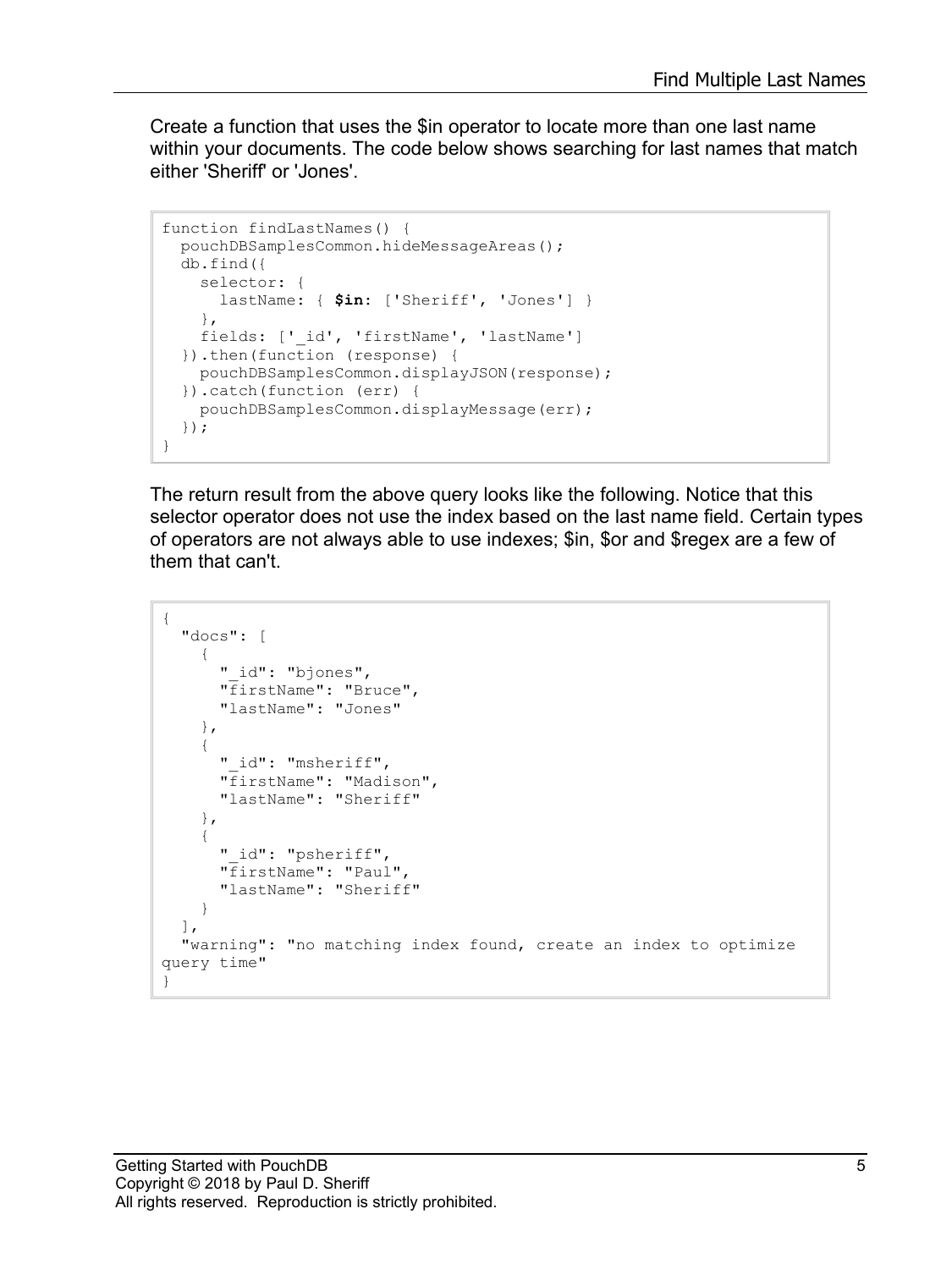Create a function that uses the $in operator to locate more than one last name within your documents. The code below shows searching for last names that match either 'Sheriff' or 'Jones'.

```
function findLastNames() {
  pouchDBSamplesCommon.hideMessageAreas();
  db.find({
    selector: {
      lastName: { $in: ['Sheriff', 'Jones'] }
    },
    fields: ['_id', 'firstName', 'lastName']
  }).then(function (response) {
    pouchDBSamplesCommon.displayJSON(response);
  }).catch(function (err) {
    pouchDBSamplesCommon.displayMessage(err);
  });
}
```

The return result from the above query looks like the following. Notice that this selector operator does not use the index based on the last name field. Certain types of operators are not always able to use indexes; $in, $or and $regex are a few of them that can't.

```
{
  "docs": [
    {
      "_id": "bjones",
      "firstName": "Bruce",
      "lastName": "Jones"
    },
    {
      "_id": "msheriff",
      "firstName": "Madison",
      "lastName": "Sheriff"
    },
    {
      "_id": "psheriff",
      "firstName": "Paul",
      "lastName": "Sheriff"
    }
  ],
  "warning": "no matching index found, create an index to optimize
query time"
}
```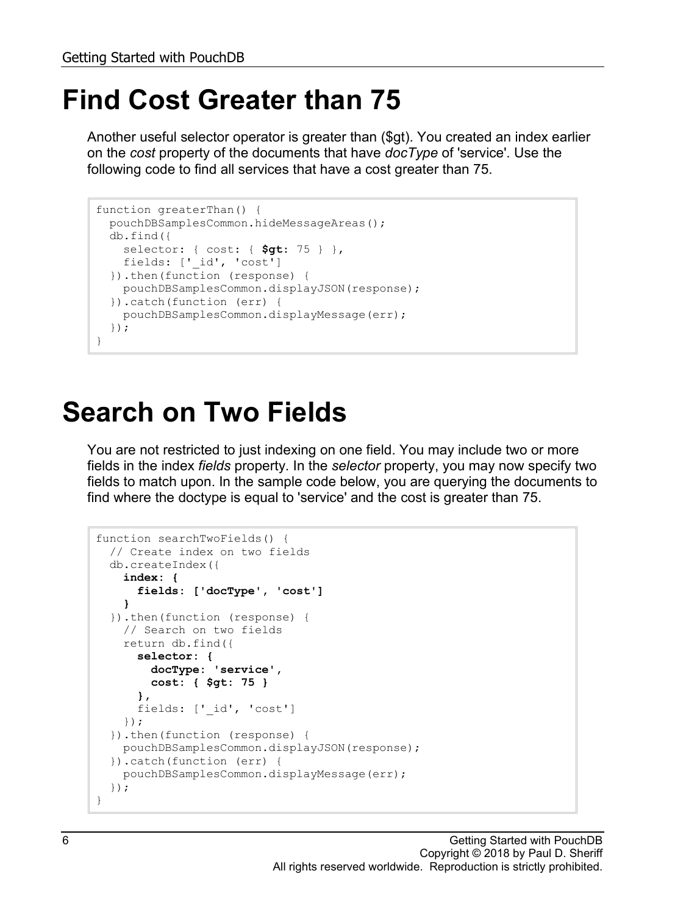# Find Cost Greater than 75

Another useful selector operator is greater than ($gt). You created an index earlier on the *cost* property of the documents that have *docType* of 'service'. Use the following code to find all services that have a cost greater than 75.

```
function greaterThan() {
  pouchDBSamplesCommon.hideMessageAreas();
  db.find({
    selector: { cost: { $gt: 75 } },
    fields: ['_id', 'cost']
  }).then(function (response) {
    pouchDBSamplesCommon.displayJSON(response);
  }).catch(function (err) {
    pouchDBSamplesCommon.displayMessage(err);
  });
}
```

# Search on Two Fields

You are not restricted to just indexing on one field. You may include two or more fields in the index *fields* property. In the *selector* property, you may now specify two fields to match upon. In the sample code below, you are querying the documents to find where the doctype is equal to 'service' and the cost is greater than 75.

```
function searchTwoFields() {
  // Create index on two fields
  db.createIndex({
    index: {
      fields: ['docType', 'cost']
    }
  }).then(function (response) {
    // Search on two fields
    return db.find({
      selector: {
        docType: 'service',
        cost: { $gt: 75 }
      },
      fields: ['_id', 'cost']
    });
  }).then(function (response) {
    pouchDBSamplesCommon.displayJSON(response);
  }).catch(function (err) {
    pouchDBSamplesCommon.displayMessage(err);
  });
}
```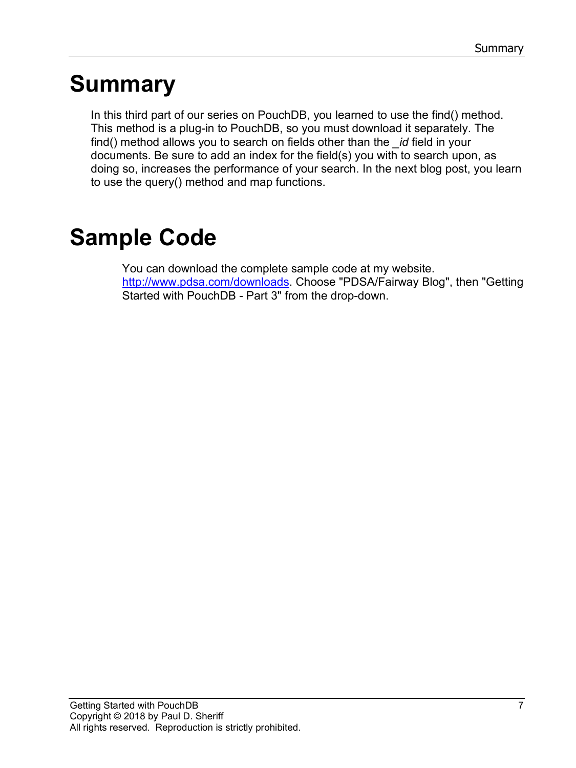# Summary

In this third part of our series on PouchDB, you learned to use the find() method. This method is a plug-in to PouchDB, so you must download it separately. The find() method allows you to search on fields other than the *_id* field in your documents. Be sure to add an index for the field(s) you with to search upon, as doing so, increases the performance of your search. In the next blog post, you learn to use the query() method and map functions.

# Sample Code

You can download the complete sample code at my website. [http://www.pdsa.com/downloads](http://www.pdsa.com/downloads). Choose "PDSA/Fairway Blog", then "Getting Started with PouchDB - Part 3" from the drop-down.